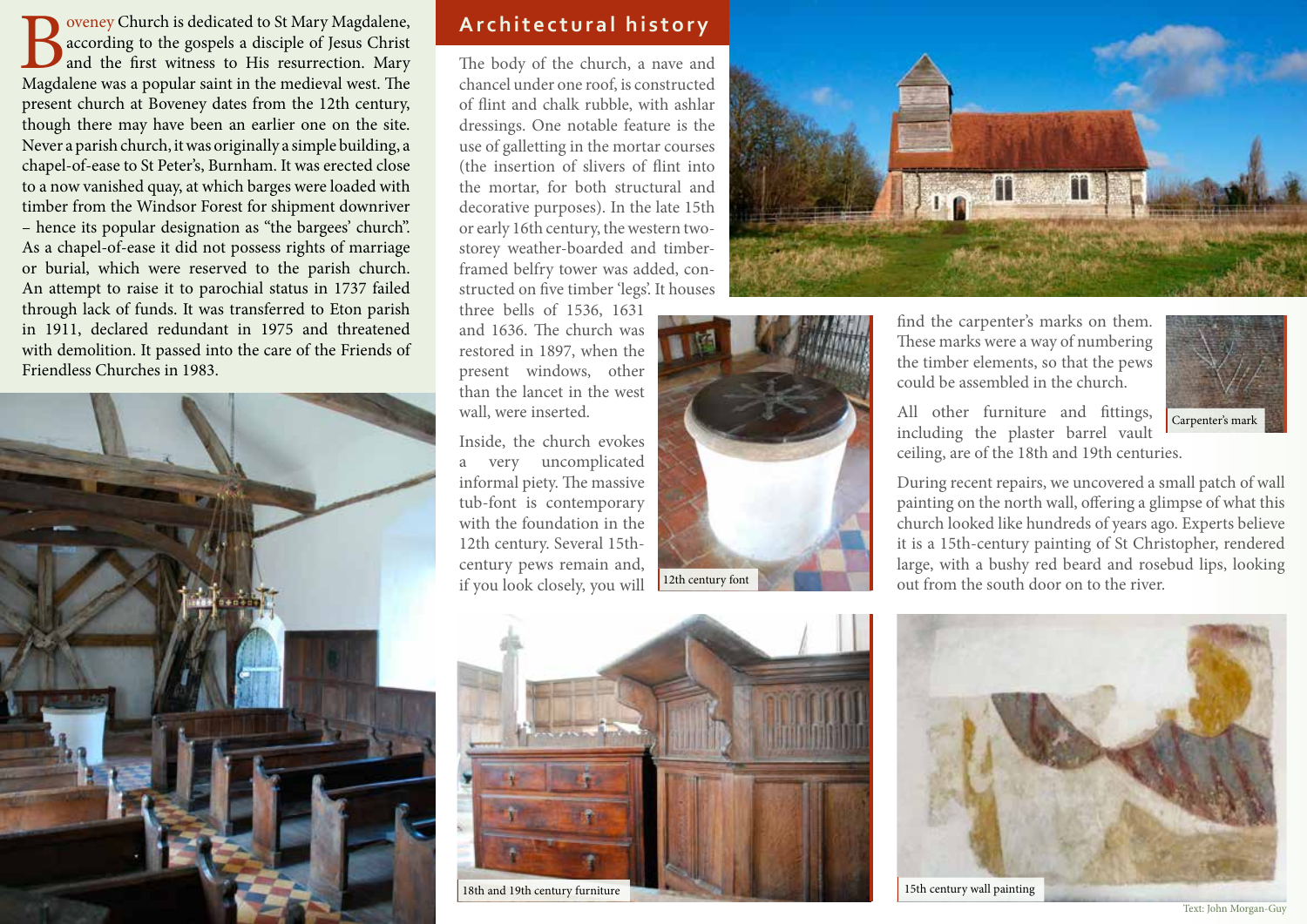Boveney Church is dedicated to St Mary Magdalene, according to the gospels a disciple of Jesus Christ and the first witness to His resurrection. Mary Magdalene was a popular saint in the medieval west. The present church at Boveney dates from the 12th century, though there may have been an earlier one on the site. Never a parish church, it was originally a simple building, a chapel-of-ease to St Peter's, Burnham. It was erected close to a now vanished quay, at which barges were loaded with timber from the Windsor Forest for shipment downriver – hence its popular designation as "the bargees' church". As a chapel-of-ease it did not possess rights of marriage or burial, which were reserved to the parish church. An attempt to raise it to parochial status in 1737 failed through lack of funds. It was transferred to Eton parish in 1911, declared redundant in 1975 and threatened with demolition. It passed into the care of the Friends of Friendless Churches in 1983.

## Architectural history

The body of the church, a nave and chancel under one roof, is constructed of flint and chalk rubble, with ashlar dressings. One notable feature is the use of galletting in the mortar courses (the insertion of slivers of flint into the mortar, for both structural and decorative purposes). In the late 15th or early 16th century, the western two-storey weather-boarded and timber-framed belfry tower was added, constructed on five timber 'legs'. It houses three bells of 1536, 1631 and 1636. The church was restored in 1897, when the present windows, other than the lancet in the west wall, were inserted.

Inside, the church evokes a very uncomplicated informal piety. The massive tub-font is contemporary with the foundation in the 12th century. Several 15th-century pews remain and, if you look closely, you will find the carpenter's marks on them. These marks were a way of numbering the timber elements, so that the pews could be assembled in the church.

12th century font

Carpenter's mark

All other furniture and fittings, including the plaster barrel vault ceiling, are of the 18th and 19th centuries.

During recent repairs, we uncovered a small patch of wall painting on the north wall, offering a glimpse of what this church looked like hundreds of years ago. Experts believe it is a 15th-century painting of St Christopher, rendered large, with a bushy red beard and rosebud lips, looking out from the south door on to the river.

18th and 19th century furniture

15th century wall painting

Text: John Morgan-Guy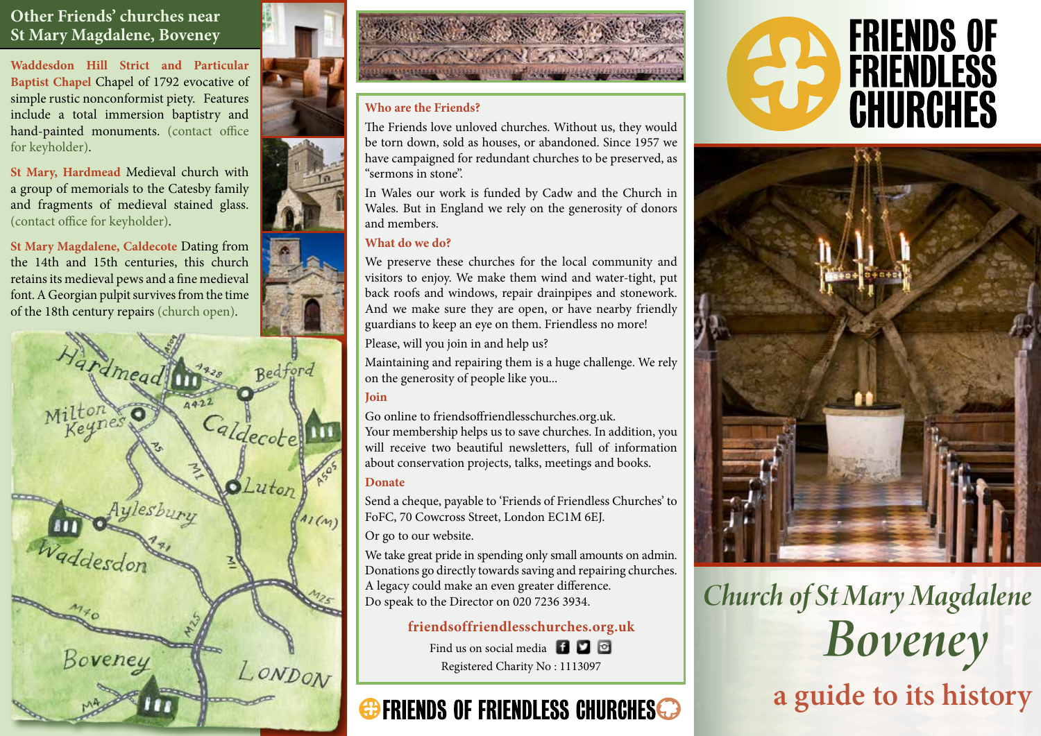## Other Friends' churches near St Mary Magdalene, Boveney

**Waddesdon Hill Strict and Particular Baptist Chapel** Chapel of 1792 evocative of simple rustic nonconformist piety. Features include a total immersion baptistry and hand-painted monuments. (contact office for keyholder).

**St Mary, Hardmead** Medieval church with a group of memorials to the Catesby family and fragments of medieval stained glass. (contact office for keyholder).

**St Mary Magdalene, Caldecote** Dating from the 14th and 15th centuries, this church retains its medieval pews and a fine medieval font. A Georgian pulpit survives from the time of the 18th century repairs (church open).

Hardmead
A509
A428
Bedford
A422
Milton Keynes
Caldecote
A5
M1
Luton
A505
Aylesbury
A1(M)
A41
Waddesdon
M1
M25
M40
M25
Boveney
LONDON
M4

### Who are the Friends?

The Friends love unloved churches. Without us, they would be torn down, sold as houses, or abandoned. Since 1957 we have campaigned for redundant churches to be preserved, as "sermons in stone".

In Wales our work is funded by Cadw and the Church in Wales. But in England we rely on the generosity of donors and members.

### What do we do?

We preserve these churches for the local community and visitors to enjoy. We make them wind and water-tight, put back roofs and windows, repair drainpipes and stonework. And we make sure they are open, or have nearby friendly guardians to keep an eye on them. Friendless no more!

Please, will you join in and help us?

Maintaining and repairing them is a huge challenge. We rely on the generosity of people like you...

### Join

Go online to friendsoffriendlesschurches.org.uk.
Your membership helps us to save churches. In addition, you will receive two beautiful newsletters, full of information about conservation projects, talks, meetings and books.

### Donate

Send a cheque, payable to 'Friends of Friendless Churches' to FoFC, 70 Cowcross Street, London EC1M 6EJ.

Or go to our website.

We take great pride in spending only small amounts on admin. Donations go directly towards saving and repairing churches. A legacy could make an even greater difference.
Do speak to the Director on 020 7236 3934.

**friendsoffriendlesschurches.org.uk**

Find us on social media

Registered Charity No : 1113097

FRIENDS OF FRIENDLESS CHURCHES

# FRIENDS OF FRIENDLESS CHURCHES

# *Church of St Mary Magdalene*
# *Boveney*
## a guide to its history